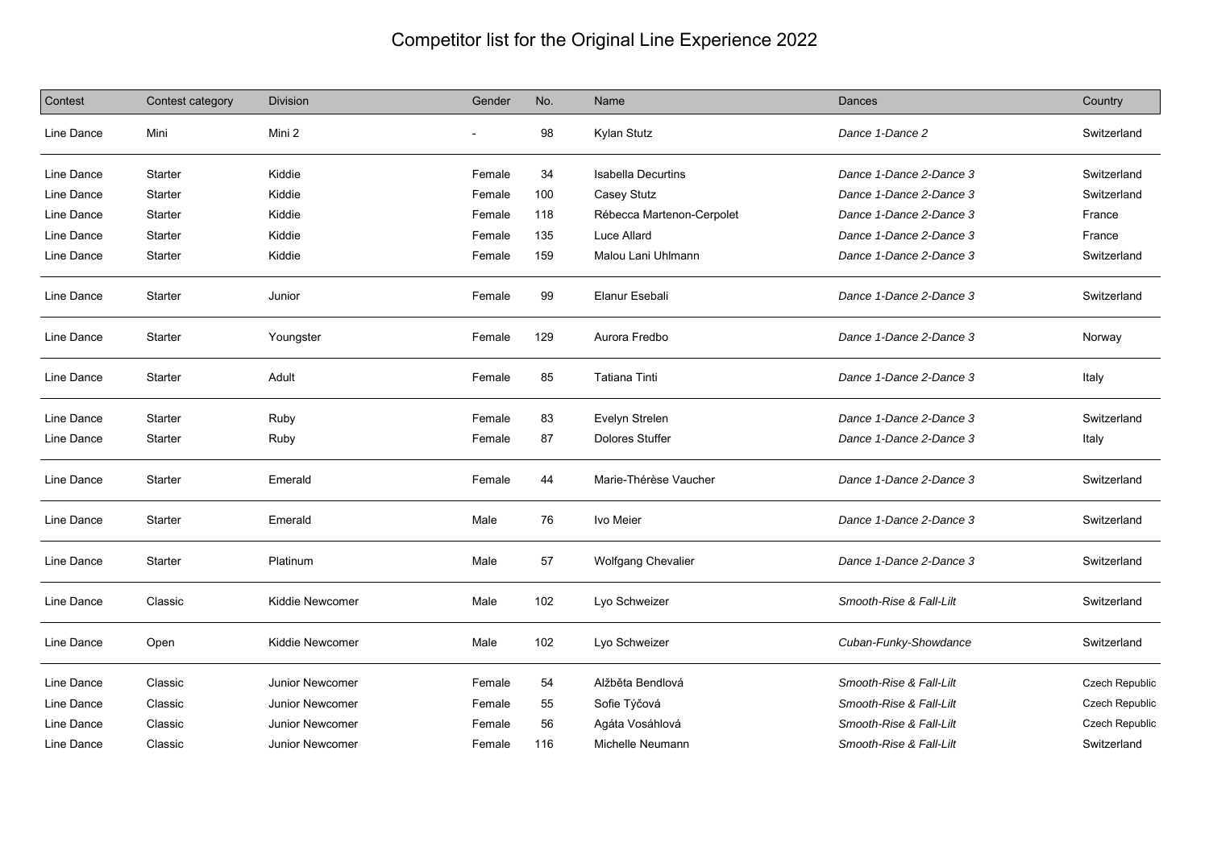# Competitor list for the Original Line Experience 2022

| Contest | Contest category | Division | Gender | No. | Name | Dances | Country |
|---|---|---|---|---|---|---|---|
| Line Dance | Mini | Mini 2 | - | 98 | Kylan Stutz | *Dance 1-Dance 2* | Switzerland |
| Line Dance | Starter | Kiddie | Female | 34 | Isabella Decurtins | *Dance 1-Dance 2-Dance 3* | Switzerland |
| Line Dance | Starter | Kiddie | Female | 100 | Casey Stutz | *Dance 1-Dance 2-Dance 3* | Switzerland |
| Line Dance | Starter | Kiddie | Female | 118 | Rébecca Martenon-Cerpolet | *Dance 1-Dance 2-Dance 3* | France |
| Line Dance | Starter | Kiddie | Female | 135 | Luce Allard | *Dance 1-Dance 2-Dance 3* | France |
| Line Dance | Starter | Kiddie | Female | 159 | Malou Lani Uhlmann | *Dance 1-Dance 2-Dance 3* | Switzerland |
| Line Dance | Starter | Junior | Female | 99 | Elanur Esebali | *Dance 1-Dance 2-Dance 3* | Switzerland |
| Line Dance | Starter | Youngster | Female | 129 | Aurora Fredbo | *Dance 1-Dance 2-Dance 3* | Norway |
| Line Dance | Starter | Adult | Female | 85 | Tatiana Tinti | *Dance 1-Dance 2-Dance 3* | Italy |
| Line Dance | Starter | Ruby | Female | 83 | Evelyn Strelen | *Dance 1-Dance 2-Dance 3* | Switzerland |
| Line Dance | Starter | Ruby | Female | 87 | Dolores Stuffer | *Dance 1-Dance 2-Dance 3* | Italy |
| Line Dance | Starter | Emerald | Female | 44 | Marie-Thérèse Vaucher | *Dance 1-Dance 2-Dance 3* | Switzerland |
| Line Dance | Starter | Emerald | Male | 76 | Ivo Meier | *Dance 1-Dance 2-Dance 3* | Switzerland |
| Line Dance | Starter | Platinum | Male | 57 | Wolfgang Chevalier | *Dance 1-Dance 2-Dance 3* | Switzerland |
| Line Dance | Classic | Kiddie Newcomer | Male | 102 | Lyo Schweizer | *Smooth-Rise & Fall-Lilt* | Switzerland |
| Line Dance | Open | Kiddie Newcomer | Male | 102 | Lyo Schweizer | *Cuban-Funky-Showdance* | Switzerland |
| Line Dance | Classic | Junior Newcomer | Female | 54 | Alžběta Bendlová | *Smooth-Rise & Fall-Lilt* | Czech Republic |
| Line Dance | Classic | Junior Newcomer | Female | 55 | Sofie Týčová | *Smooth-Rise & Fall-Lilt* | Czech Republic |
| Line Dance | Classic | Junior Newcomer | Female | 56 | Agáta Vosáhlová | *Smooth-Rise & Fall-Lilt* | Czech Republic |
| Line Dance | Classic | Junior Newcomer | Female | 116 | Michelle Neumann | *Smooth-Rise & Fall-Lilt* | Switzerland |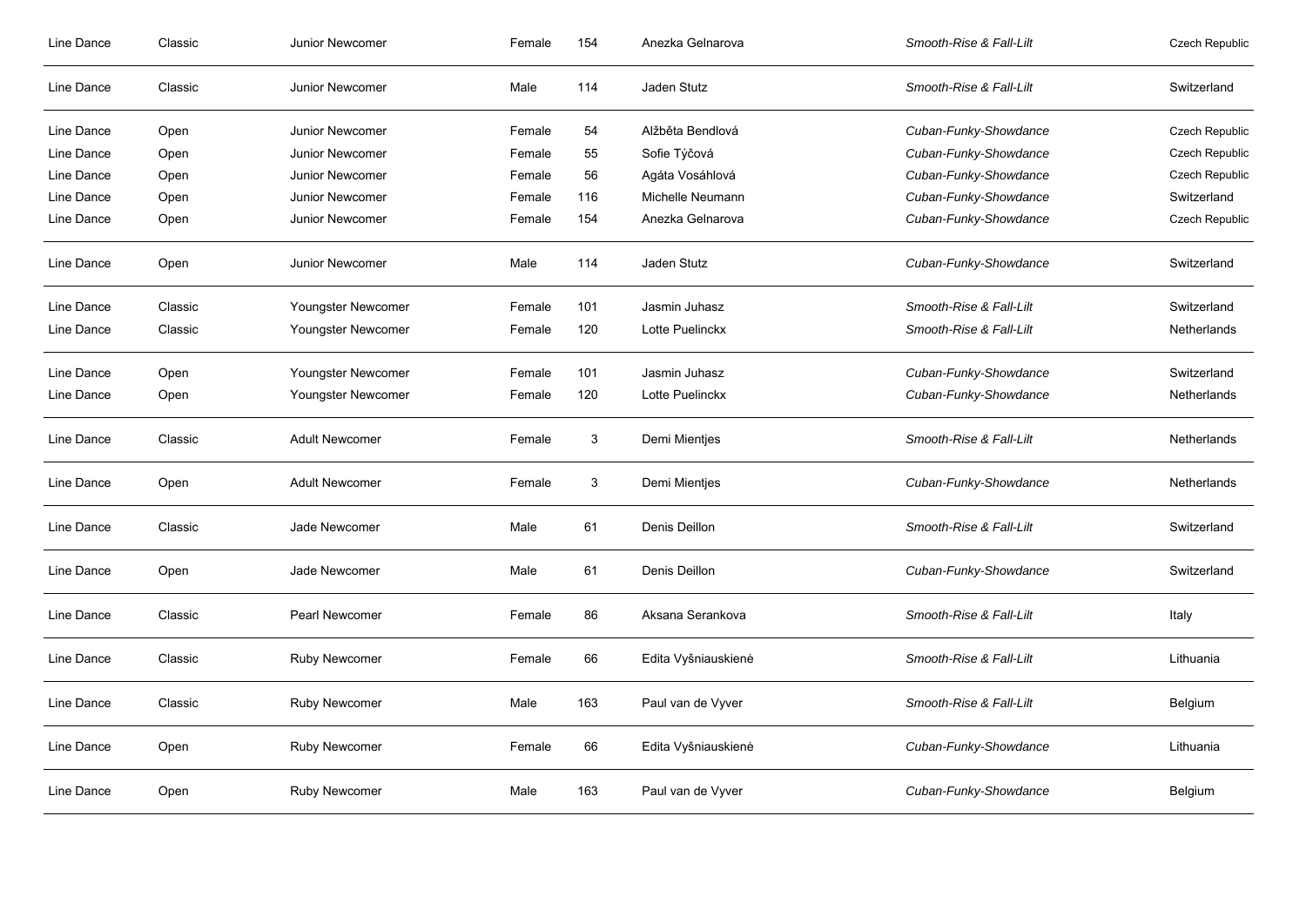| | | | | | | | |
|---|---|---|---|---|---|---|---|
| Line Dance | Classic | Junior Newcomer | Female | 154 | Anezka Gelnarova | *Smooth-Rise & Fall-Lilt* | Czech Republic |
| Line Dance | Classic | Junior Newcomer | Male | 114 | Jaden Stutz | *Smooth-Rise & Fall-Lilt* | Switzerland |
| Line Dance | Open | Junior Newcomer | Female | 54 | Alžběta Bendlová | *Cuban-Funky-Showdance* | Czech Republic |
| Line Dance | Open | Junior Newcomer | Female | 55 | Sofie Týčová | *Cuban-Funky-Showdance* | Czech Republic |
| Line Dance | Open | Junior Newcomer | Female | 56 | Agáta Vosáhlová | *Cuban-Funky-Showdance* | Czech Republic |
| Line Dance | Open | Junior Newcomer | Female | 116 | Michelle Neumann | *Cuban-Funky-Showdance* | Switzerland |
| Line Dance | Open | Junior Newcomer | Female | 154 | Anezka Gelnarova | *Cuban-Funky-Showdance* | Czech Republic |
| Line Dance | Open | Junior Newcomer | Male | 114 | Jaden Stutz | *Cuban-Funky-Showdance* | Switzerland |
| Line Dance | Classic | Youngster Newcomer | Female | 101 | Jasmin Juhasz | *Smooth-Rise & Fall-Lilt* | Switzerland |
| Line Dance | Classic | Youngster Newcomer | Female | 120 | Lotte Puelinckx | *Smooth-Rise & Fall-Lilt* | Netherlands |
| Line Dance | Open | Youngster Newcomer | Female | 101 | Jasmin Juhasz | *Cuban-Funky-Showdance* | Switzerland |
| Line Dance | Open | Youngster Newcomer | Female | 120 | Lotte Puelinckx | *Cuban-Funky-Showdance* | Netherlands |
| Line Dance | Classic | Adult Newcomer | Female | 3 | Demi Mientjes | *Smooth-Rise & Fall-Lilt* | Netherlands |
| Line Dance | Open | Adult Newcomer | Female | 3 | Demi Mientjes | *Cuban-Funky-Showdance* | Netherlands |
| Line Dance | Classic | Jade Newcomer | Male | 61 | Denis Deillon | *Smooth-Rise & Fall-Lilt* | Switzerland |
| Line Dance | Open | Jade Newcomer | Male | 61 | Denis Deillon | *Cuban-Funky-Showdance* | Switzerland |
| Line Dance | Classic | Pearl Newcomer | Female | 86 | Aksana Serankova | *Smooth-Rise & Fall-Lilt* | Italy |
| Line Dance | Classic | Ruby Newcomer | Female | 66 | Edita Vyšniauskienė | *Smooth-Rise & Fall-Lilt* | Lithuania |
| Line Dance | Classic | Ruby Newcomer | Male | 163 | Paul van de Vyver | *Smooth-Rise & Fall-Lilt* | Belgium |
| Line Dance | Open | Ruby Newcomer | Female | 66 | Edita Vyšniauskienė | *Cuban-Funky-Showdance* | Lithuania |
| Line Dance | Open | Ruby Newcomer | Male | 163 | Paul van de Vyver | *Cuban-Funky-Showdance* | Belgium |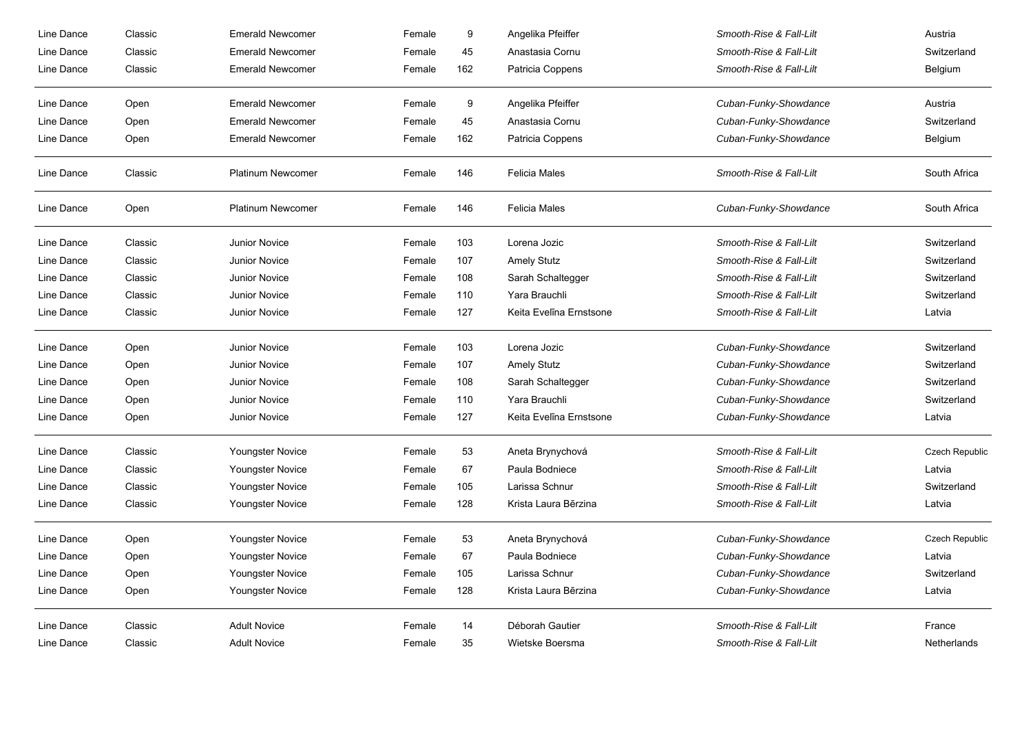| | | | | | | | |
|---|---|---|---|---|---|---|---|
| Line Dance | Classic | Emerald Newcomer | Female | 9 | Angelika Pfeiffer | *Smooth-Rise & Fall-Lilt* | Austria |
| Line Dance | Classic | Emerald Newcomer | Female | 45 | Anastasia Cornu | *Smooth-Rise & Fall-Lilt* | Switzerland |
| Line Dance | Classic | Emerald Newcomer | Female | 162 | Patricia Coppens | *Smooth-Rise & Fall-Lilt* | Belgium |
| Line Dance | Open | Emerald Newcomer | Female | 9 | Angelika Pfeiffer | *Cuban-Funky-Showdance* | Austria |
| Line Dance | Open | Emerald Newcomer | Female | 45 | Anastasia Cornu | *Cuban-Funky-Showdance* | Switzerland |
| Line Dance | Open | Emerald Newcomer | Female | 162 | Patricia Coppens | *Cuban-Funky-Showdance* | Belgium |
| Line Dance | Classic | Platinum Newcomer | Female | 146 | Felicia Males | *Smooth-Rise & Fall-Lilt* | South Africa |
| Line Dance | Open | Platinum Newcomer | Female | 146 | Felicia Males | *Cuban-Funky-Showdance* | South Africa |
| Line Dance | Classic | Junior Novice | Female | 103 | Lorena Jozic | *Smooth-Rise & Fall-Lilt* | Switzerland |
| Line Dance | Classic | Junior Novice | Female | 107 | Amely Stutz | *Smooth-Rise & Fall-Lilt* | Switzerland |
| Line Dance | Classic | Junior Novice | Female | 108 | Sarah Schaltegger | *Smooth-Rise & Fall-Lilt* | Switzerland |
| Line Dance | Classic | Junior Novice | Female | 110 | Yara Brauchli | *Smooth-Rise & Fall-Lilt* | Switzerland |
| Line Dance | Classic | Junior Novice | Female | 127 | Keita Evelīna Ernstsone | *Smooth-Rise & Fall-Lilt* | Latvia |
| Line Dance | Open | Junior Novice | Female | 103 | Lorena Jozic | *Cuban-Funky-Showdance* | Switzerland |
| Line Dance | Open | Junior Novice | Female | 107 | Amely Stutz | *Cuban-Funky-Showdance* | Switzerland |
| Line Dance | Open | Junior Novice | Female | 108 | Sarah Schaltegger | *Cuban-Funky-Showdance* | Switzerland |
| Line Dance | Open | Junior Novice | Female | 110 | Yara Brauchli | *Cuban-Funky-Showdance* | Switzerland |
| Line Dance | Open | Junior Novice | Female | 127 | Keita Evelīna Ernstsone | *Cuban-Funky-Showdance* | Latvia |
| Line Dance | Classic | Youngster Novice | Female | 53 | Aneta Brynychová | *Smooth-Rise & Fall-Lilt* | Czech Republic |
| Line Dance | Classic | Youngster Novice | Female | 67 | Paula Bodniece | *Smooth-Rise & Fall-Lilt* | Latvia |
| Line Dance | Classic | Youngster Novice | Female | 105 | Larissa Schnur | *Smooth-Rise & Fall-Lilt* | Switzerland |
| Line Dance | Classic | Youngster Novice | Female | 128 | Krista Laura Bērzina | *Smooth-Rise & Fall-Lilt* | Latvia |
| Line Dance | Open | Youngster Novice | Female | 53 | Aneta Brynychová | *Cuban-Funky-Showdance* | Czech Republic |
| Line Dance | Open | Youngster Novice | Female | 67 | Paula Bodniece | *Cuban-Funky-Showdance* | Latvia |
| Line Dance | Open | Youngster Novice | Female | 105 | Larissa Schnur | *Cuban-Funky-Showdance* | Switzerland |
| Line Dance | Open | Youngster Novice | Female | 128 | Krista Laura Bērzina | *Cuban-Funky-Showdance* | Latvia |
| Line Dance | Classic | Adult Novice | Female | 14 | Déborah Gautier | *Smooth-Rise & Fall-Lilt* | France |
| Line Dance | Classic | Adult Novice | Female | 35 | Wietske Boersma | *Smooth-Rise & Fall-Lilt* | Netherlands |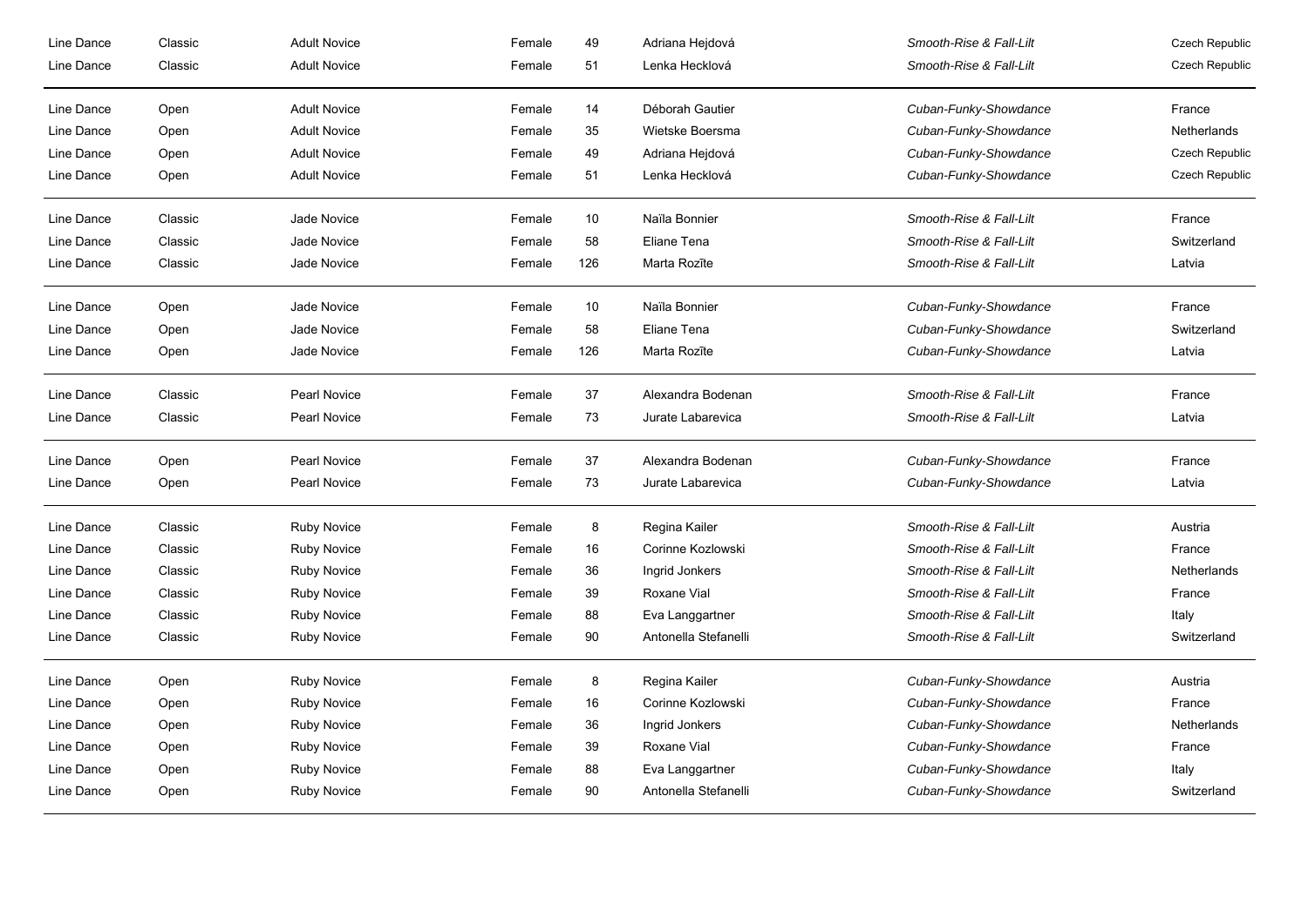| | | | | | | | |
|---|---|---|---|---|---|---|---|
| Line Dance | Classic | Adult Novice | Female | 49 | Adriana Hejdová | *Smooth-Rise & Fall-Lilt* | Czech Republic |
| Line Dance | Classic | Adult Novice | Female | 51 | Lenka Hecklová | *Smooth-Rise & Fall-Lilt* | Czech Republic |
| Line Dance | Open | Adult Novice | Female | 14 | Déborah Gautier | *Cuban-Funky-Showdance* | France |
| Line Dance | Open | Adult Novice | Female | 35 | Wietske Boersma | *Cuban-Funky-Showdance* | Netherlands |
| Line Dance | Open | Adult Novice | Female | 49 | Adriana Hejdová | *Cuban-Funky-Showdance* | Czech Republic |
| Line Dance | Open | Adult Novice | Female | 51 | Lenka Hecklová | *Cuban-Funky-Showdance* | Czech Republic |
| Line Dance | Classic | Jade Novice | Female | 10 | Naïla Bonnier | *Smooth-Rise & Fall-Lilt* | France |
| Line Dance | Classic | Jade Novice | Female | 58 | Eliane Tena | *Smooth-Rise & Fall-Lilt* | Switzerland |
| Line Dance | Classic | Jade Novice | Female | 126 | Marta Rozīte | *Smooth-Rise & Fall-Lilt* | Latvia |
| Line Dance | Open | Jade Novice | Female | 10 | Naïla Bonnier | *Cuban-Funky-Showdance* | France |
| Line Dance | Open | Jade Novice | Female | 58 | Eliane Tena | *Cuban-Funky-Showdance* | Switzerland |
| Line Dance | Open | Jade Novice | Female | 126 | Marta Rozīte | *Cuban-Funky-Showdance* | Latvia |
| Line Dance | Classic | Pearl Novice | Female | 37 | Alexandra Bodenan | *Smooth-Rise & Fall-Lilt* | France |
| Line Dance | Classic | Pearl Novice | Female | 73 | Jurate Labarevica | *Smooth-Rise & Fall-Lilt* | Latvia |
| Line Dance | Open | Pearl Novice | Female | 37 | Alexandra Bodenan | *Cuban-Funky-Showdance* | France |
| Line Dance | Open | Pearl Novice | Female | 73 | Jurate Labarevica | *Cuban-Funky-Showdance* | Latvia |
| Line Dance | Classic | Ruby Novice | Female | 8 | Regina Kailer | *Smooth-Rise & Fall-Lilt* | Austria |
| Line Dance | Classic | Ruby Novice | Female | 16 | Corinne Kozlowski | *Smooth-Rise & Fall-Lilt* | France |
| Line Dance | Classic | Ruby Novice | Female | 36 | Ingrid Jonkers | *Smooth-Rise & Fall-Lilt* | Netherlands |
| Line Dance | Classic | Ruby Novice | Female | 39 | Roxane Vial | *Smooth-Rise & Fall-Lilt* | France |
| Line Dance | Classic | Ruby Novice | Female | 88 | Eva Langgartner | *Smooth-Rise & Fall-Lilt* | Italy |
| Line Dance | Classic | Ruby Novice | Female | 90 | Antonella Stefanelli | *Smooth-Rise & Fall-Lilt* | Switzerland |
| Line Dance | Open | Ruby Novice | Female | 8 | Regina Kailer | *Cuban-Funky-Showdance* | Austria |
| Line Dance | Open | Ruby Novice | Female | 16 | Corinne Kozlowski | *Cuban-Funky-Showdance* | France |
| Line Dance | Open | Ruby Novice | Female | 36 | Ingrid Jonkers | *Cuban-Funky-Showdance* | Netherlands |
| Line Dance | Open | Ruby Novice | Female | 39 | Roxane Vial | *Cuban-Funky-Showdance* | France |
| Line Dance | Open | Ruby Novice | Female | 88 | Eva Langgartner | *Cuban-Funky-Showdance* | Italy |
| Line Dance | Open | Ruby Novice | Female | 90 | Antonella Stefanelli | *Cuban-Funky-Showdance* | Switzerland |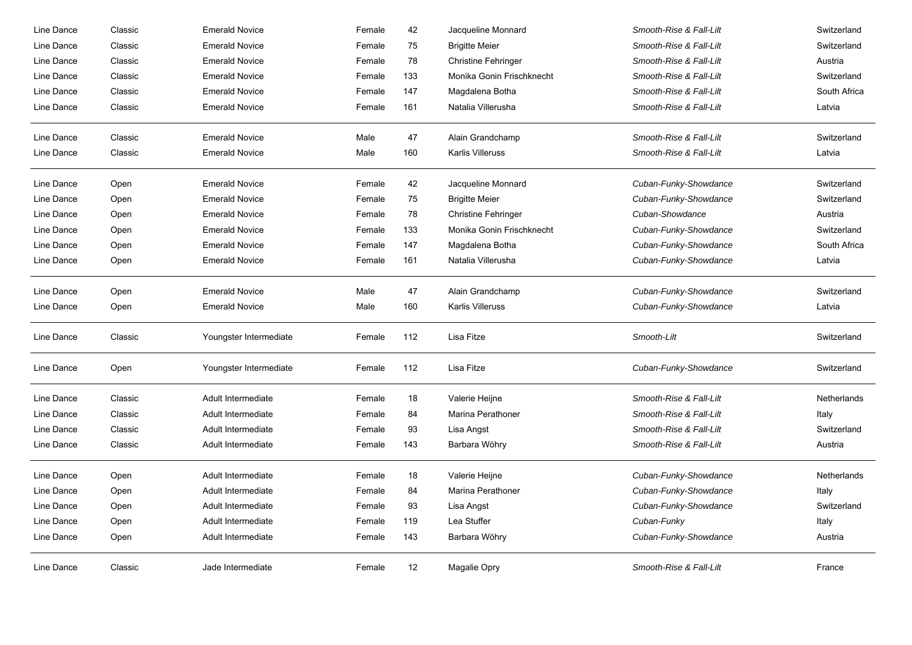| | | | | | | | |
|---|---|---|---|---|---|---|---|
| Line Dance | Classic | Emerald Novice | Female | 42 | Jacqueline Monnard | *Smooth-Rise & Fall-Lilt* | Switzerland |
| Line Dance | Classic | Emerald Novice | Female | 75 | Brigitte Meier | *Smooth-Rise & Fall-Lilt* | Switzerland |
| Line Dance | Classic | Emerald Novice | Female | 78 | Christine Fehringer | *Smooth-Rise & Fall-Lilt* | Austria |
| Line Dance | Classic | Emerald Novice | Female | 133 | Monika Gonin Frischknecht | *Smooth-Rise & Fall-Lilt* | Switzerland |
| Line Dance | Classic | Emerald Novice | Female | 147 | Magdalena Botha | *Smooth-Rise & Fall-Lilt* | South Africa |
| Line Dance | Classic | Emerald Novice | Female | 161 | Natalia Villerusha | *Smooth-Rise & Fall-Lilt* | Latvia |
| Line Dance | Classic | Emerald Novice | Male | 47 | Alain Grandchamp | *Smooth-Rise & Fall-Lilt* | Switzerland |
| Line Dance | Classic | Emerald Novice | Male | 160 | Karlis Villeruss | *Smooth-Rise & Fall-Lilt* | Latvia |
| Line Dance | Open | Emerald Novice | Female | 42 | Jacqueline Monnard | *Cuban-Funky-Showdance* | Switzerland |
| Line Dance | Open | Emerald Novice | Female | 75 | Brigitte Meier | *Cuban-Funky-Showdance* | Switzerland |
| Line Dance | Open | Emerald Novice | Female | 78 | Christine Fehringer | *Cuban-Showdance* | Austria |
| Line Dance | Open | Emerald Novice | Female | 133 | Monika Gonin Frischknecht | *Cuban-Funky-Showdance* | Switzerland |
| Line Dance | Open | Emerald Novice | Female | 147 | Magdalena Botha | *Cuban-Funky-Showdance* | South Africa |
| Line Dance | Open | Emerald Novice | Female | 161 | Natalia Villerusha | *Cuban-Funky-Showdance* | Latvia |
| Line Dance | Open | Emerald Novice | Male | 47 | Alain Grandchamp | *Cuban-Funky-Showdance* | Switzerland |
| Line Dance | Open | Emerald Novice | Male | 160 | Karlis Villeruss | *Cuban-Funky-Showdance* | Latvia |
| Line Dance | Classic | Youngster Intermediate | Female | 112 | Lisa Fitze | *Smooth-Lilt* | Switzerland |
| Line Dance | Open | Youngster Intermediate | Female | 112 | Lisa Fitze | *Cuban-Funky-Showdance* | Switzerland |
| Line Dance | Classic | Adult Intermediate | Female | 18 | Valerie Heijne | *Smooth-Rise & Fall-Lilt* | Netherlands |
| Line Dance | Classic | Adult Intermediate | Female | 84 | Marina Perathoner | *Smooth-Rise & Fall-Lilt* | Italy |
| Line Dance | Classic | Adult Intermediate | Female | 93 | Lisa Angst | *Smooth-Rise & Fall-Lilt* | Switzerland |
| Line Dance | Classic | Adult Intermediate | Female | 143 | Barbara Wöhry | *Smooth-Rise & Fall-Lilt* | Austria |
| Line Dance | Open | Adult Intermediate | Female | 18 | Valerie Heijne | *Cuban-Funky-Showdance* | Netherlands |
| Line Dance | Open | Adult Intermediate | Female | 84 | Marina Perathoner | *Cuban-Funky-Showdance* | Italy |
| Line Dance | Open | Adult Intermediate | Female | 93 | Lisa Angst | *Cuban-Funky-Showdance* | Switzerland |
| Line Dance | Open | Adult Intermediate | Female | 119 | Lea Stuffer | *Cuban-Funky* | Italy |
| Line Dance | Open | Adult Intermediate | Female | 143 | Barbara Wöhry | *Cuban-Funky-Showdance* | Austria |
| Line Dance | Classic | Jade Intermediate | Female | 12 | Magalie Opry | *Smooth-Rise & Fall-Lilt* | France |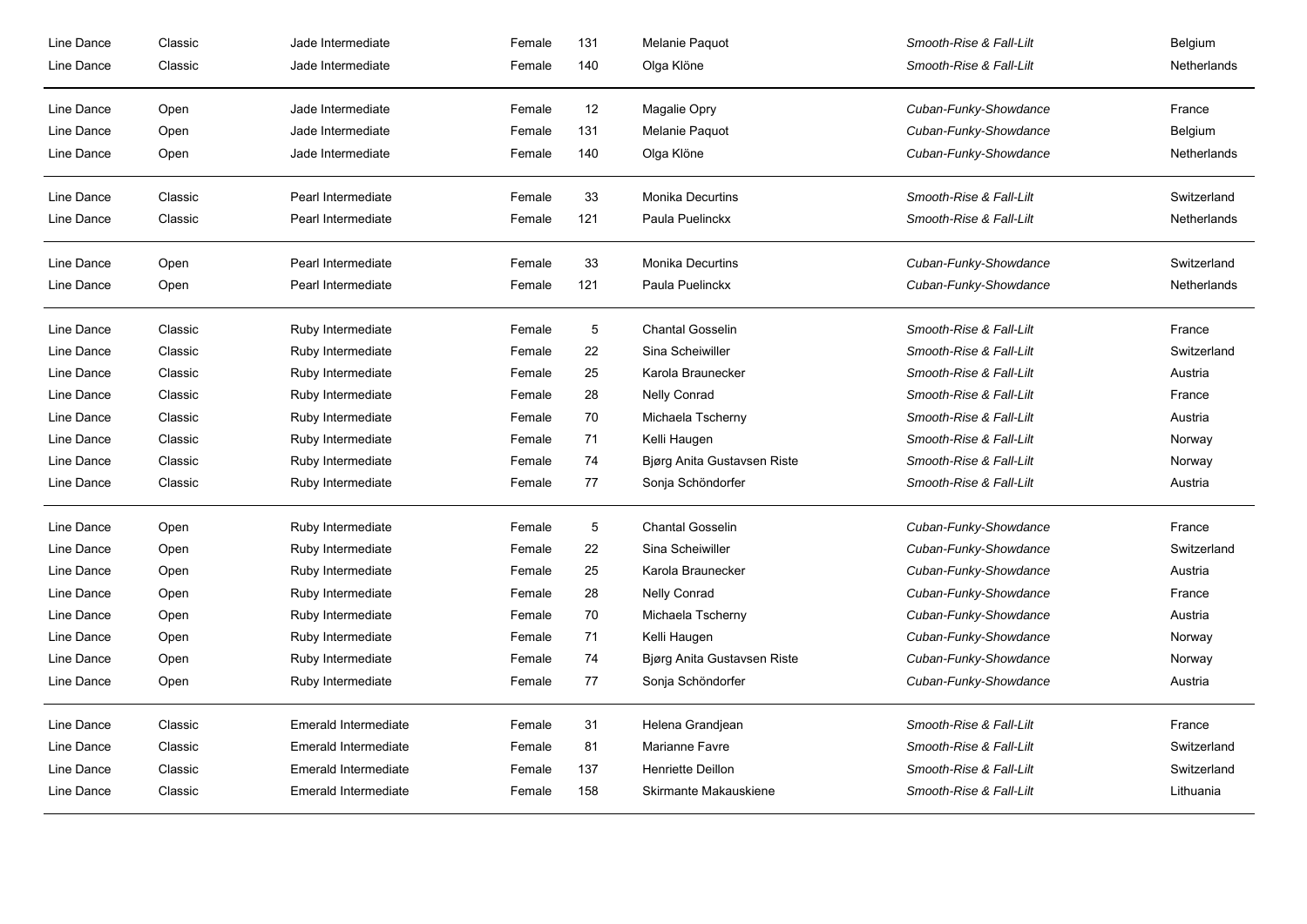| | | | | | | | |
|---|---|---|---|---|---|---|---|
| Line Dance | Classic | Jade Intermediate | Female | 131 | Melanie Paquot | *Smooth-Rise & Fall-Lilt* | Belgium |
| Line Dance | Classic | Jade Intermediate | Female | 140 | Olga Klöne | *Smooth-Rise & Fall-Lilt* | Netherlands |
| Line Dance | Open | Jade Intermediate | Female | 12 | Magalie Opry | *Cuban-Funky-Showdance* | France |
| Line Dance | Open | Jade Intermediate | Female | 131 | Melanie Paquot | *Cuban-Funky-Showdance* | Belgium |
| Line Dance | Open | Jade Intermediate | Female | 140 | Olga Klöne | *Cuban-Funky-Showdance* | Netherlands |
| Line Dance | Classic | Pearl Intermediate | Female | 33 | Monika Decurtins | *Smooth-Rise & Fall-Lilt* | Switzerland |
| Line Dance | Classic | Pearl Intermediate | Female | 121 | Paula Puelinckx | *Smooth-Rise & Fall-Lilt* | Netherlands |
| Line Dance | Open | Pearl Intermediate | Female | 33 | Monika Decurtins | *Cuban-Funky-Showdance* | Switzerland |
| Line Dance | Open | Pearl Intermediate | Female | 121 | Paula Puelinckx | *Cuban-Funky-Showdance* | Netherlands |
| Line Dance | Classic | Ruby Intermediate | Female | 5 | Chantal Gosselin | *Smooth-Rise & Fall-Lilt* | France |
| Line Dance | Classic | Ruby Intermediate | Female | 22 | Sina Scheiwiller | *Smooth-Rise & Fall-Lilt* | Switzerland |
| Line Dance | Classic | Ruby Intermediate | Female | 25 | Karola Braunecker | *Smooth-Rise & Fall-Lilt* | Austria |
| Line Dance | Classic | Ruby Intermediate | Female | 28 | Nelly Conrad | *Smooth-Rise & Fall-Lilt* | France |
| Line Dance | Classic | Ruby Intermediate | Female | 70 | Michaela Tscherny | *Smooth-Rise & Fall-Lilt* | Austria |
| Line Dance | Classic | Ruby Intermediate | Female | 71 | Kelli Haugen | *Smooth-Rise & Fall-Lilt* | Norway |
| Line Dance | Classic | Ruby Intermediate | Female | 74 | Bjørg Anita Gustavsen Riste | *Smooth-Rise & Fall-Lilt* | Norway |
| Line Dance | Classic | Ruby Intermediate | Female | 77 | Sonja Schöndorfer | *Smooth-Rise & Fall-Lilt* | Austria |
| Line Dance | Open | Ruby Intermediate | Female | 5 | Chantal Gosselin | *Cuban-Funky-Showdance* | France |
| Line Dance | Open | Ruby Intermediate | Female | 22 | Sina Scheiwiller | *Cuban-Funky-Showdance* | Switzerland |
| Line Dance | Open | Ruby Intermediate | Female | 25 | Karola Braunecker | *Cuban-Funky-Showdance* | Austria |
| Line Dance | Open | Ruby Intermediate | Female | 28 | Nelly Conrad | *Cuban-Funky-Showdance* | France |
| Line Dance | Open | Ruby Intermediate | Female | 70 | Michaela Tscherny | *Cuban-Funky-Showdance* | Austria |
| Line Dance | Open | Ruby Intermediate | Female | 71 | Kelli Haugen | *Cuban-Funky-Showdance* | Norway |
| Line Dance | Open | Ruby Intermediate | Female | 74 | Bjørg Anita Gustavsen Riste | *Cuban-Funky-Showdance* | Norway |
| Line Dance | Open | Ruby Intermediate | Female | 77 | Sonja Schöndorfer | *Cuban-Funky-Showdance* | Austria |
| Line Dance | Classic | Emerald Intermediate | Female | 31 | Helena Grandjean | *Smooth-Rise & Fall-Lilt* | France |
| Line Dance | Classic | Emerald Intermediate | Female | 81 | Marianne Favre | *Smooth-Rise & Fall-Lilt* | Switzerland |
| Line Dance | Classic | Emerald Intermediate | Female | 137 | Henriette Deillon | *Smooth-Rise & Fall-Lilt* | Switzerland |
| Line Dance | Classic | Emerald Intermediate | Female | 158 | Skirmante Makauskiene | *Smooth-Rise & Fall-Lilt* | Lithuania |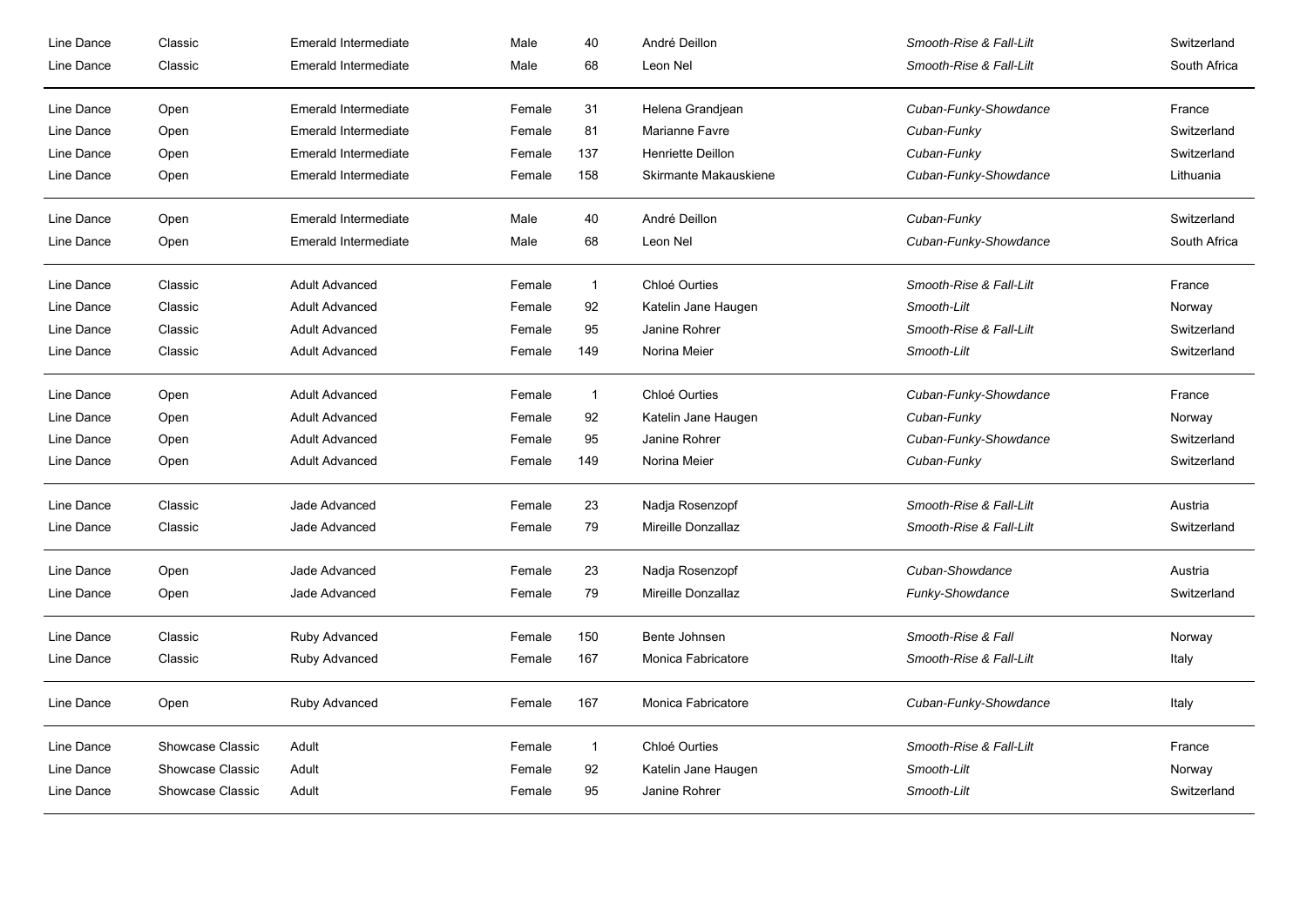| | | | | | | | |
|---|---|---|---|---|---|---|---|
| Line Dance | Classic | Emerald Intermediate | Male | 40 | André Deillon | *Smooth-Rise & Fall-Lilt* | Switzerland |
| Line Dance | Classic | Emerald Intermediate | Male | 68 | Leon Nel | *Smooth-Rise & Fall-Lilt* | South Africa |
| Line Dance | Open | Emerald Intermediate | Female | 31 | Helena Grandjean | *Cuban-Funky-Showdance* | France |
| Line Dance | Open | Emerald Intermediate | Female | 81 | Marianne Favre | *Cuban-Funky* | Switzerland |
| Line Dance | Open | Emerald Intermediate | Female | 137 | Henriette Deillon | *Cuban-Funky* | Switzerland |
| Line Dance | Open | Emerald Intermediate | Female | 158 | Skirmante Makauskiene | *Cuban-Funky-Showdance* | Lithuania |
| Line Dance | Open | Emerald Intermediate | Male | 40 | André Deillon | *Cuban-Funky* | Switzerland |
| Line Dance | Open | Emerald Intermediate | Male | 68 | Leon Nel | *Cuban-Funky-Showdance* | South Africa |
| Line Dance | Classic | Adult Advanced | Female | 1 | Chloé Ourties | *Smooth-Rise & Fall-Lilt* | France |
| Line Dance | Classic | Adult Advanced | Female | 92 | Katelin Jane Haugen | *Smooth-Lilt* | Norway |
| Line Dance | Classic | Adult Advanced | Female | 95 | Janine Rohrer | *Smooth-Rise & Fall-Lilt* | Switzerland |
| Line Dance | Classic | Adult Advanced | Female | 149 | Norina Meier | *Smooth-Lilt* | Switzerland |
| Line Dance | Open | Adult Advanced | Female | 1 | Chloé Ourties | *Cuban-Funky-Showdance* | France |
| Line Dance | Open | Adult Advanced | Female | 92 | Katelin Jane Haugen | *Cuban-Funky* | Norway |
| Line Dance | Open | Adult Advanced | Female | 95 | Janine Rohrer | *Cuban-Funky-Showdance* | Switzerland |
| Line Dance | Open | Adult Advanced | Female | 149 | Norina Meier | *Cuban-Funky* | Switzerland |
| Line Dance | Classic | Jade Advanced | Female | 23 | Nadja Rosenzopf | *Smooth-Rise & Fall-Lilt* | Austria |
| Line Dance | Classic | Jade Advanced | Female | 79 | Mireille Donzallaz | *Smooth-Rise & Fall-Lilt* | Switzerland |
| Line Dance | Open | Jade Advanced | Female | 23 | Nadja Rosenzopf | *Cuban-Showdance* | Austria |
| Line Dance | Open | Jade Advanced | Female | 79 | Mireille Donzallaz | *Funky-Showdance* | Switzerland |
| Line Dance | Classic | Ruby Advanced | Female | 150 | Bente Johnsen | *Smooth-Rise & Fall* | Norway |
| Line Dance | Classic | Ruby Advanced | Female | 167 | Monica Fabricatore | *Smooth-Rise & Fall-Lilt* | Italy |
| Line Dance | Open | Ruby Advanced | Female | 167 | Monica Fabricatore | *Cuban-Funky-Showdance* | Italy |
| Line Dance | Showcase Classic | Adult | Female | 1 | Chloé Ourties | *Smooth-Rise & Fall-Lilt* | France |
| Line Dance | Showcase Classic | Adult | Female | 92 | Katelin Jane Haugen | *Smooth-Lilt* | Norway |
| Line Dance | Showcase Classic | Adult | Female | 95 | Janine Rohrer | *Smooth-Lilt* | Switzerland |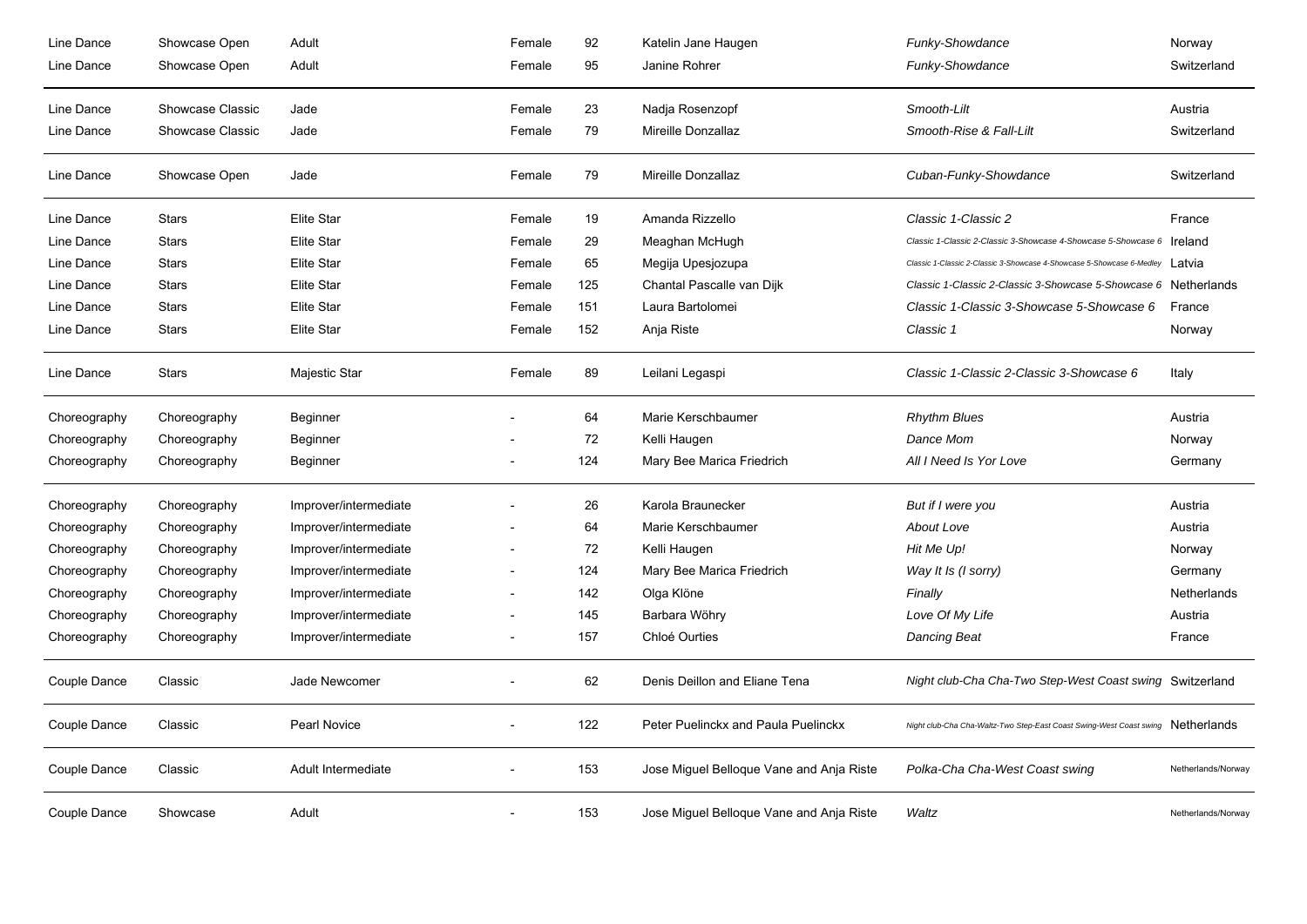| | | | | | | | |
|---|---|---|---|---|---|---|---|
| Line Dance | Showcase Open | Adult | Female | 92 | Katelin Jane Haugen | *Funky-Showdance* | Norway |
| Line Dance | Showcase Open | Adult | Female | 95 | Janine Rohrer | *Funky-Showdance* | Switzerland |
| Line Dance | Showcase Classic | Jade | Female | 23 | Nadja Rosenzopf | *Smooth-Lilt* | Austria |
| Line Dance | Showcase Classic | Jade | Female | 79 | Mireille Donzallaz | *Smooth-Rise & Fall-Lilt* | Switzerland |
| Line Dance | Showcase Open | Jade | Female | 79 | Mireille Donzallaz | *Cuban-Funky-Showdance* | Switzerland |
| Line Dance | Stars | Elite Star | Female | 19 | Amanda Rizzello | *Classic 1-Classic 2* | France |
| Line Dance | Stars | Elite Star | Female | 29 | Meaghan McHugh | *Classic 1-Classic 2-Classic 3-Showcase 4-Showcase 5-Showcase 6* | Ireland |
| Line Dance | Stars | Elite Star | Female | 65 | Megija Upesjozupa | *Classic 1-Classic 2-Classic 3-Showcase 4-Showcase 5-Showcase 6-Medley* | Latvia |
| Line Dance | Stars | Elite Star | Female | 125 | Chantal Pascalle van Dijk | *Classic 1-Classic 2-Classic 3-Showcase 5-Showcase 6* | Netherlands |
| Line Dance | Stars | Elite Star | Female | 151 | Laura Bartolomei | *Classic 1-Classic 3-Showcase 5-Showcase 6* | France |
| Line Dance | Stars | Elite Star | Female | 152 | Anja Riste | *Classic 1* | Norway |
| Line Dance | Stars | Majestic Star | Female | 89 | Leilani Legaspi | *Classic 1-Classic 2-Classic 3-Showcase 6* | Italy |
| Choreography | Choreography | Beginner | - | 64 | Marie Kerschbaumer | *Rhythm Blues* | Austria |
| Choreography | Choreography | Beginner | - | 72 | Kelli Haugen | *Dance Mom* | Norway |
| Choreography | Choreography | Beginner | - | 124 | Mary Bee Marica Friedrich | *All I Need Is Yor Love* | Germany |
| Choreography | Choreography | Improver/intermediate | - | 26 | Karola Braunecker | *But if I were you* | Austria |
| Choreography | Choreography | Improver/intermediate | - | 64 | Marie Kerschbaumer | *About Love* | Austria |
| Choreography | Choreography | Improver/intermediate | - | 72 | Kelli Haugen | *Hit Me Up!* | Norway |
| Choreography | Choreography | Improver/intermediate | - | 124 | Mary Bee Marica Friedrich | *Way It Is (I sorry)* | Germany |
| Choreography | Choreography | Improver/intermediate | - | 142 | Olga Klöne | *Finally* | Netherlands |
| Choreography | Choreography | Improver/intermediate | - | 145 | Barbara Wöhry | *Love Of My Life* | Austria |
| Choreography | Choreography | Improver/intermediate | - | 157 | Chloé Ourties | *Dancing Beat* | France |
| Couple Dance | Classic | Jade Newcomer | - | 62 | Denis Deillon and Eliane Tena | *Night club-Cha Cha-Two Step-West Coast swing* | Switzerland |
| Couple Dance | Classic | Pearl Novice | - | 122 | Peter Puelinckx and Paula Puelinckx | *Night club-Cha Cha-Waltz-Two Step-East Coast Swing-West Coast swing* | Netherlands |
| Couple Dance | Classic | Adult Intermediate | - | 153 | Jose Miguel Belloque Vane and Anja Riste | *Polka-Cha Cha-West Coast swing* | Netherlands/Norway |
| Couple Dance | Showcase | Adult | - | 153 | Jose Miguel Belloque Vane and Anja Riste | *Waltz* | Netherlands/Norway |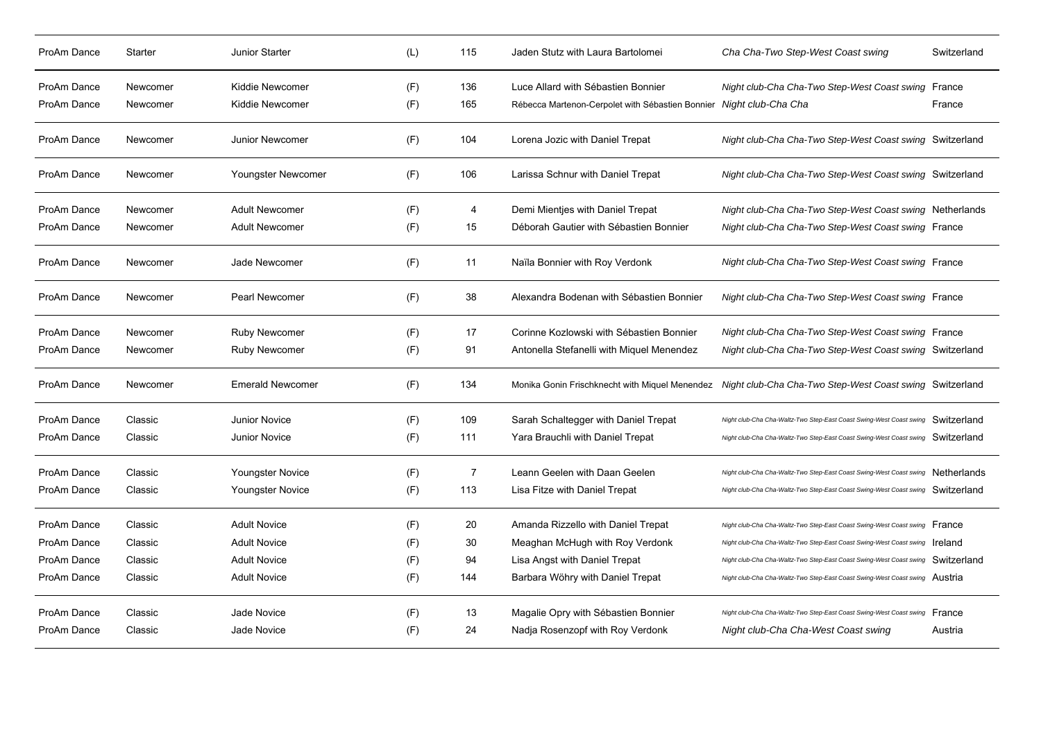| | | | | | | | |
|---|---|---|---|---|---|---|---|
| ProAm Dance | Starter | Junior Starter | (L) | 115 | Jaden Stutz with Laura Bartolomei | *Cha Cha-Two Step-West Coast swing* | Switzerland |
| ProAm Dance | Newcomer | Kiddie Newcomer | (F) | 136 | Luce Allard with Sébastien Bonnier | *Night club-Cha Cha-Two Step-West Coast swing* | France |
| ProAm Dance | Newcomer | Kiddie Newcomer | (F) | 165 | Rébecca Martenon-Cerpolet with Sébastien Bonnier | *Night club-Cha Cha* | France |
| ProAm Dance | Newcomer | Junior Newcomer | (F) | 104 | Lorena Jozic with Daniel Trepat | *Night club-Cha Cha-Two Step-West Coast swing* | Switzerland |
| ProAm Dance | Newcomer | Youngster Newcomer | (F) | 106 | Larissa Schnur with Daniel Trepat | *Night club-Cha Cha-Two Step-West Coast swing* | Switzerland |
| ProAm Dance | Newcomer | Adult Newcomer | (F) | 4 | Demi Mientjes with Daniel Trepat | *Night club-Cha Cha-Two Step-West Coast swing* | Netherlands |
| ProAm Dance | Newcomer | Adult Newcomer | (F) | 15 | Déborah Gautier with Sébastien Bonnier | *Night club-Cha Cha-Two Step-West Coast swing* | France |
| ProAm Dance | Newcomer | Jade Newcomer | (F) | 11 | Naïla Bonnier with Roy Verdonk | *Night club-Cha Cha-Two Step-West Coast swing* | France |
| ProAm Dance | Newcomer | Pearl Newcomer | (F) | 38 | Alexandra Bodenan with Sébastien Bonnier | *Night club-Cha Cha-Two Step-West Coast swing* | France |
| ProAm Dance | Newcomer | Ruby Newcomer | (F) | 17 | Corinne Kozlowski with Sébastien Bonnier | *Night club-Cha Cha-Two Step-West Coast swing* | France |
| ProAm Dance | Newcomer | Ruby Newcomer | (F) | 91 | Antonella Stefanelli with Miquel Menendez | *Night club-Cha Cha-Two Step-West Coast swing* | Switzerland |
| ProAm Dance | Newcomer | Emerald Newcomer | (F) | 134 | Monika Gonin Frischknecht with Miquel Menendez | *Night club-Cha Cha-Two Step-West Coast swing* | Switzerland |
| ProAm Dance | Classic | Junior Novice | (F) | 109 | Sarah Schaltegger with Daniel Trepat | *Night club-Cha Cha-Waltz-Two Step-East Coast Swing-West Coast swing* | Switzerland |
| ProAm Dance | Classic | Junior Novice | (F) | 111 | Yara Brauchli with Daniel Trepat | *Night club-Cha Cha-Waltz-Two Step-East Coast Swing-West Coast swing* | Switzerland |
| ProAm Dance | Classic | Youngster Novice | (F) | 7 | Leann Geelen with Daan Geelen | *Night club-Cha Cha-Waltz-Two Step-East Coast Swing-West Coast swing* | Netherlands |
| ProAm Dance | Classic | Youngster Novice | (F) | 113 | Lisa Fitze with Daniel Trepat | *Night club-Cha Cha-Waltz-Two Step-East Coast Swing-West Coast swing* | Switzerland |
| ProAm Dance | Classic | Adult Novice | (F) | 20 | Amanda Rizzello with Daniel Trepat | *Night club-Cha Cha-Waltz-Two Step-East Coast Swing-West Coast swing* | France |
| ProAm Dance | Classic | Adult Novice | (F) | 30 | Meaghan McHugh with Roy Verdonk | *Night club-Cha Cha-Waltz-Two Step-East Coast Swing-West Coast swing* | Ireland |
| ProAm Dance | Classic | Adult Novice | (F) | 94 | Lisa Angst with Daniel Trepat | *Night club-Cha Cha-Waltz-Two Step-East Coast Swing-West Coast swing* | Switzerland |
| ProAm Dance | Classic | Adult Novice | (F) | 144 | Barbara Wöhry with Daniel Trepat | *Night club-Cha Cha-Waltz-Two Step-East Coast Swing-West Coast swing* | Austria |
| ProAm Dance | Classic | Jade Novice | (F) | 13 | Magalie Opry with Sébastien Bonnier | *Night club-Cha Cha-Waltz-Two Step-East Coast Swing-West Coast swing* | France |
| ProAm Dance | Classic | Jade Novice | (F) | 24 | Nadja Rosenzopf with Roy Verdonk | *Night club-Cha Cha-West Coast swing* | Austria |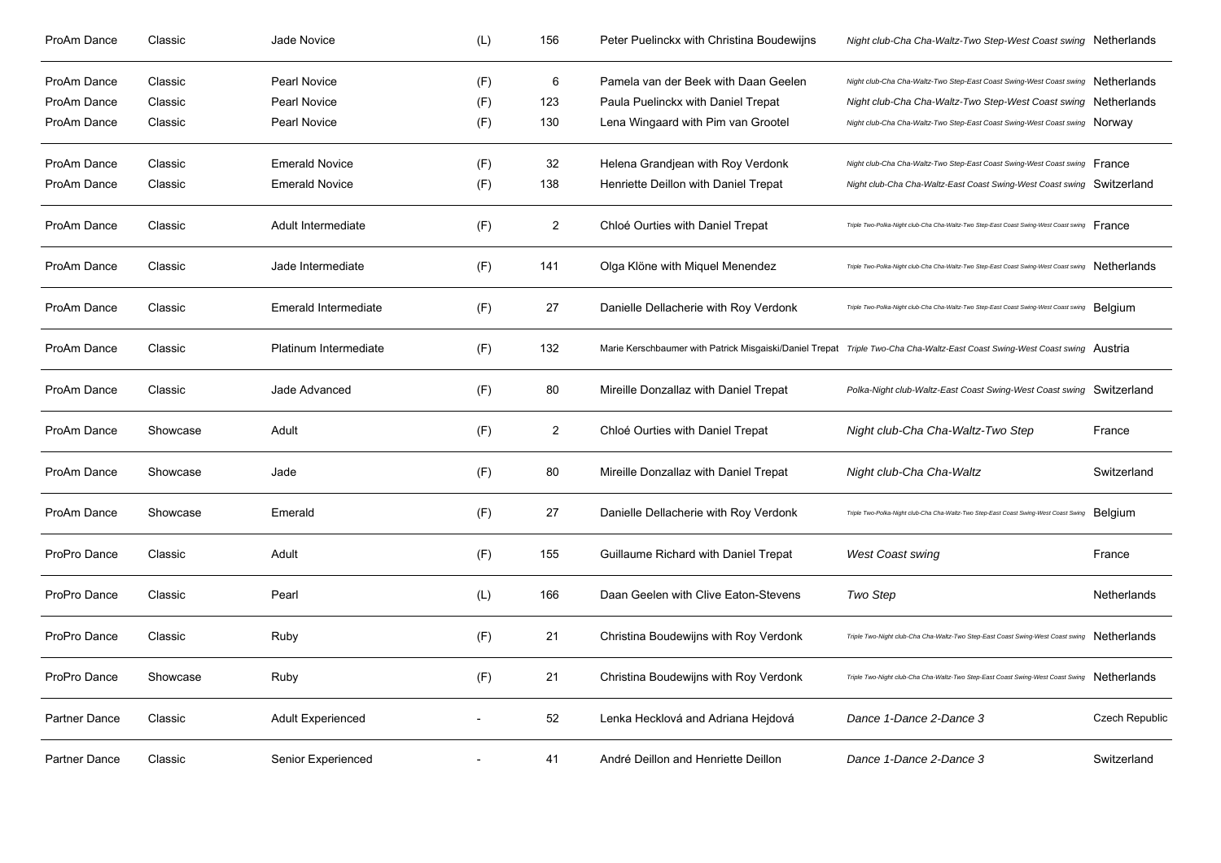| | | | | | | | |
|---|---|---|---|---|---|---|---|
| ProAm Dance | Classic | Jade Novice | (L) | 156 | Peter Puelinckx with Christina Boudewijns | *Night club-Cha Cha-Waltz-Two Step-West Coast swing* | Netherlands |
| ProAm Dance | Classic | Pearl Novice | (F) | 6 | Pamela van der Beek with Daan Geelen | *Night club-Cha Cha-Waltz-Two Step-East Coast Swing-West Coast swing* | Netherlands |
| ProAm Dance | Classic | Pearl Novice | (F) | 123 | Paula Puelinckx with Daniel Trepat | *Night club-Cha Cha-Waltz-Two Step-West Coast swing* | Netherlands |
| ProAm Dance | Classic | Pearl Novice | (F) | 130 | Lena Wingaard with Pim van Grootel | *Night club-Cha Cha-Waltz-Two Step-East Coast Swing-West Coast swing* | Norway |
| ProAm Dance | Classic | Emerald Novice | (F) | 32 | Helena Grandjean with Roy Verdonk | *Night club-Cha Cha-Waltz-Two Step-East Coast Swing-West Coast swing* | France |
| ProAm Dance | Classic | Emerald Novice | (F) | 138 | Henriette Deillon with Daniel Trepat | *Night club-Cha Cha-Waltz-East Coast Swing-West Coast swing* | Switzerland |
| ProAm Dance | Classic | Adult Intermediate | (F) | 2 | Chloé Ourties with Daniel Trepat | *Triple Two-Polka-Night club-Cha Cha-Waltz-Two Step-East Coast Swing-West Coast swing* | France |
| ProAm Dance | Classic | Jade Intermediate | (F) | 141 | Olga Klöne with Miquel Menendez | *Triple Two-Polka-Night club-Cha Cha-Waltz-Two Step-East Coast Swing-West Coast swing* | Netherlands |
| ProAm Dance | Classic | Emerald Intermediate | (F) | 27 | Danielle Dellacherie with Roy Verdonk | *Triple Two-Polka-Night club-Cha Cha-Waltz-Two Step-East Coast Swing-West Coast swing* | Belgium |
| ProAm Dance | Classic | Platinum Intermediate | (F) | 132 | Marie Kerschbaumer with Patrick Misgaiski/Daniel Trepat | *Triple Two-Cha Cha-Waltz-East Coast Swing-West Coast swing* | Austria |
| ProAm Dance | Classic | Jade Advanced | (F) | 80 | Mireille Donzallaz with Daniel Trepat | *Polka-Night club-Waltz-East Coast Swing-West Coast swing* | Switzerland |
| ProAm Dance | Showcase | Adult | (F) | 2 | Chloé Ourties with Daniel Trepat | *Night club-Cha Cha-Waltz-Two Step* | France |
| ProAm Dance | Showcase | Jade | (F) | 80 | Mireille Donzallaz with Daniel Trepat | *Night club-Cha Cha-Waltz* | Switzerland |
| ProAm Dance | Showcase | Emerald | (F) | 27 | Danielle Dellacherie with Roy Verdonk | *Triple Two-Polka-Night club-Cha Cha-Waltz-Two Step-East Coast Swing-West Coast Swing* | Belgium |
| ProPro Dance | Classic | Adult | (F) | 155 | Guillaume Richard with Daniel Trepat | *West Coast swing* | France |
| ProPro Dance | Classic | Pearl | (L) | 166 | Daan Geelen with Clive Eaton-Stevens | *Two Step* | Netherlands |
| ProPro Dance | Classic | Ruby | (F) | 21 | Christina Boudewijns with Roy Verdonk | *Triple Two-Night club-Cha Cha-Waltz-Two Step-East Coast Swing-West Coast swing* | Netherlands |
| ProPro Dance | Showcase | Ruby | (F) | 21 | Christina Boudewijns with Roy Verdonk | *Triple Two-Night club-Cha Cha-Waltz-Two Step-East Coast Swing-West Coast Swing* | Netherlands |
| Partner Dance | Classic | Adult Experienced | - | 52 | Lenka Hecklová and Adriana Hejdová | *Dance 1-Dance 2-Dance 3* | Czech Republic |
| Partner Dance | Classic | Senior Experienced | - | 41 | André Deillon and Henriette Deillon | *Dance 1-Dance 2-Dance 3* | Switzerland |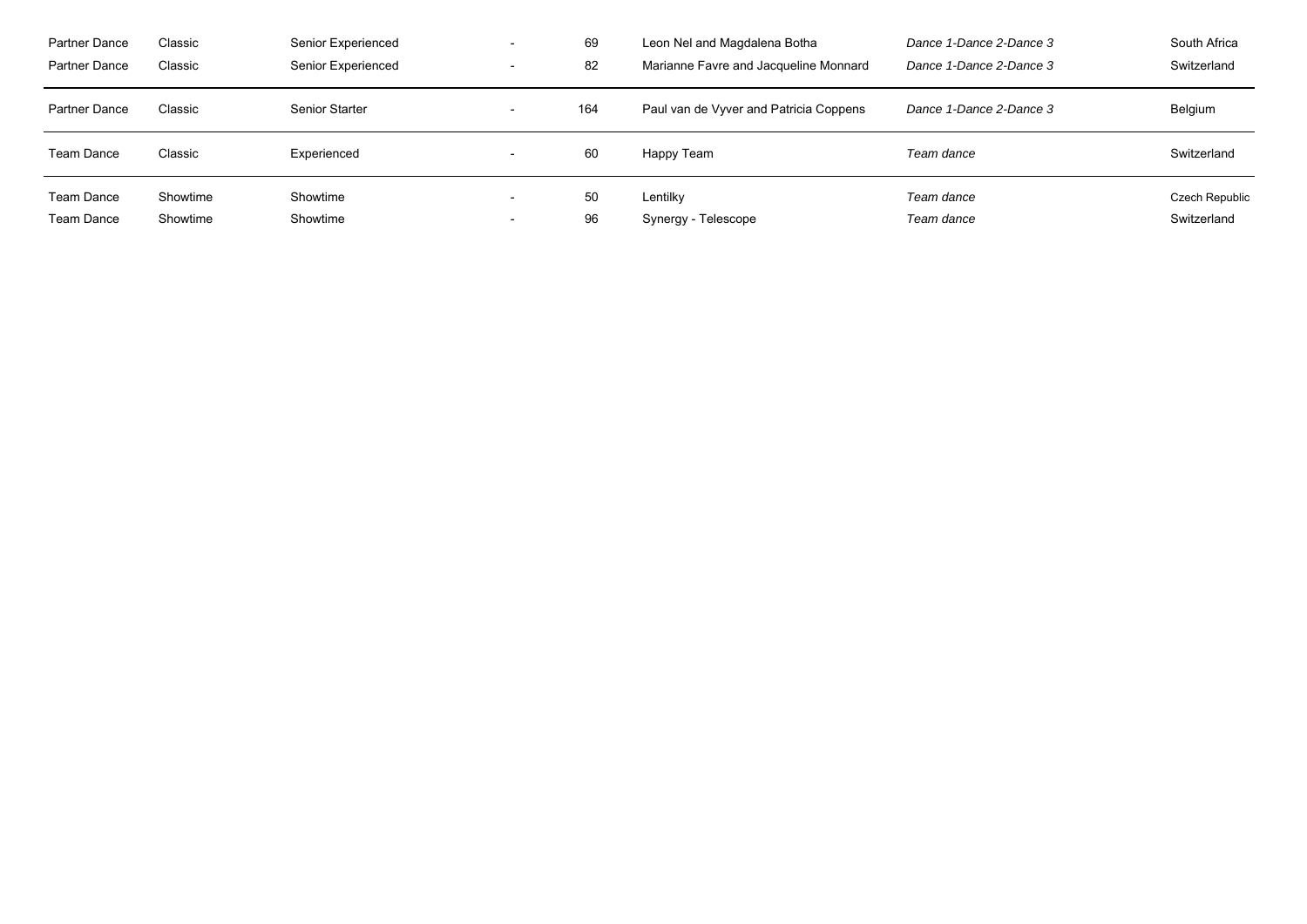| | | | | | | | |
|---|---|---|---|---|---|---|---|
| Partner Dance | Classic | Senior Experienced | - | 69 | Leon Nel and Magdalena Botha | *Dance 1-Dance 2-Dance 3* | South Africa |
| Partner Dance | Classic | Senior Experienced | - | 82 | Marianne Favre and Jacqueline Monnard | *Dance 1-Dance 2-Dance 3* | Switzerland |
| Partner Dance | Classic | Senior Starter | - | 164 | Paul van de Vyver and Patricia Coppens | *Dance 1-Dance 2-Dance 3* | Belgium |
| Team Dance | Classic | Experienced | - | 60 | Happy Team | *Team dance* | Switzerland |
| Team Dance | Showtime | Showtime | - | 50 | Lentilky | *Team dance* | Czech Republic |
| Team Dance | Showtime | Showtime | - | 96 | Synergy - Telescope | *Team dance* | Switzerland |